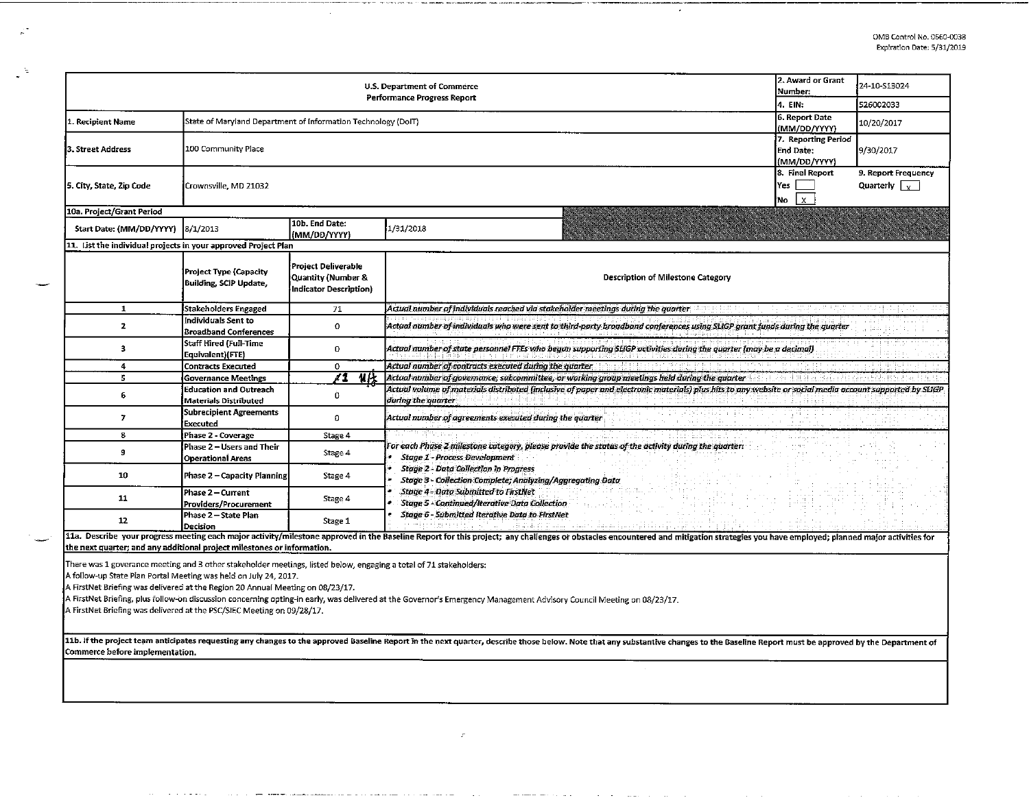OMB Control No. 0660-0038
Expiration Date: 5/31/2019

| U.S. Department of Commerce Performance Progress Report | | | | 2. Award or Grant Number: | 24-10-S13024 |
|---|---|---|---|---|---|
| | | | | 4. EIN: | 526002033 |
| 1. Recipient Name | State of Maryland Department of Information Technology (DoIT) | | | 6. Report Date (MM/DD/YYYY) | 10/20/2017 |
| 3. Street Address | 100 Community Place | | | 7. Reporting Period End Date: (MM/DD/YYYY) | 9/30/2017 |
| 5. City, State, Zip Code | Crownsville, MD 21032 | | | 8. Final Report Yes [ ] No [X] | 9. Report Frequency Quarterly [X] |
| 10a. Project/Grant Period | | | | | |
| Start Date: (MM/DD/YYYY) | 8/1/2013 | 10b. End Date: (MM/DD/YYYY) | 1/31/2018 | | |

**11. List the individual projects in your approved Project Plan**

| | Project Type (Capacity Building, SCIP Update, | Project Deliverable Quantity (Number & Indicator Description) | Description of Milestone Category |
|---|---|---|---|
| 1 | Stakeholders Engaged | 71 | *Actual number of individuals reached via stakeholder meetings during the quarter* |
| 2 | Individuals Sent to Broadband Conferences | 0 | *Actual number of individuals who were sent to third-party broadband conferences using SLIGP grant funds during the quarter* |
| 3 | Staff Hired (Full-Time Equivalent)(FTE) | 0 | *Actual number of state personnel FTEs who began supporting SLIGP activities during the quarter (may be a decimal)* |
| 4 | Contracts Executed | 0 | *Actual number of contracts executed during the quarter* |
| 5 | Governance Meetings | 1 | *Actual number of governance, subcommittee, or working group meetings held during the quarter* |
| 6 | Education and Outreach Materials Distributed | 0 | *Actual volume of materials distributed (inclusive of paper and electronic materials) plus hits to any website or social media account supported by SLIGP during the quarter* |
| 7 | Subrecipient Agreements Executed | 0 | *Actual number of agreements executed during the quarter* |
| 8 | Phase 2 - Coverage | Stage 4 | *For each Phase 2 milestone category, please provide the status of the activity during the quarter:* <br>• *Stage 1 - Process Development* <br>• *Stage 2 - Data Collection in Progress* <br>• *Stage 3 - Collection Complete; Analyzing/Aggregating Data* <br>• *Stage 4 - Data Submitted to FirstNet* <br>• *Stage 5 - Continued/Iterative Data Collection* <br>• *Stage 6 - Submitted Iterative Data to FirstNet* |
| 9 | Phase 2 – Users and Their Operational Areas | Stage 4 | |
| 10 | Phase 2 – Capacity Planning | Stage 4 | |
| 11 | Phase 2 – Current Providers/Procurement | Stage 4 | |
| 12 | Phase 2 – State Plan Decision | Stage 1 | |

**11a. Describe your progress meeting each major activity/milestone approved in the Baseline Report for this project; any challenges or obstacles encountered and mitigation strategies you have employed; planned major activities for the next quarter; and any additional project milestones or information.**

There was 1 goverance meeting and 3 other stakeholder meetings, listed below, engaging a total of 71 stakeholders:
A follow-up State Plan Portal Meeting was held on July 24, 2017.
A FirstNet Briefing was delivered at the Region 20 Annual Meeting on 08/23/17.
A FirstNet Briefing, plus follow-on discussion concerning opting-in early, was delivered at the Governor's Emergency Management Advisory Council Meeting on 08/23/17.
A FirstNet Briefing was delivered at the PSC/SIEC Meeting on 09/28/17.

**11b. If the project team anticipates requesting any changes to the approved Baseline Report in the next quarter, describe those below. Note that any substantive changes to the Baseline Report must be approved by the Department of Commerce before implementation.**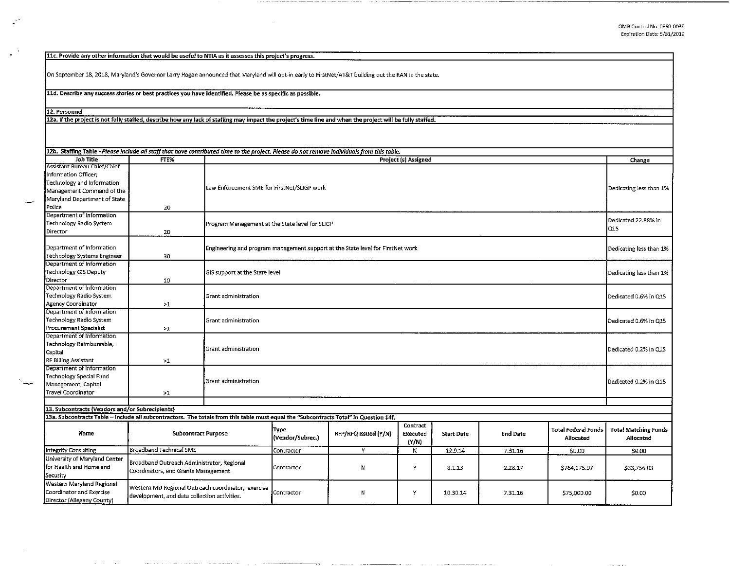11c. Provide any other information that would be useful to NTIA as it assesses this project's progress.

On September 18, 2018, Maryland's Governor Larry Hogan announced that Maryland will opt-in early to FirstNet/AT&T building out the RAN in the state.

11d. Describe any success stories or best practices you have identified. Please be as specific as possible.

12. Personnel

12a. If the project is not fully staffed, describe how any lack of staffing may impact the project's time line and when the project will be fully staffed.

12b. Staffing Table - *Please include all staff that have contributed time to the project. Please do not remove individuals from this table.*

| Job Title | FTE% | Project (s) Assigned | Change |
|---|---|---|---|
| Assistant Bureau Chief/Chief Information Officer; Technology and Information Management Command of the Maryland Department of State Police | 20 | Law Enforcement SME for FirstNet/SLIGP work | Dedicating less than 1% |
| Department of Information Technology Radio System Director | 20 | Program Management at the State level for SLIGP | Dedicated 22.88% in Q15 |
| Department of Information Technology Systems Engineer | 30 | Engineering and program management support at the State level for FirstNet work | Dedicating less than 1% |
| Department of Information Technology GIS Deputy Director | 10 | GIS support at the State level | Dedicating less than 1% |
| Department of Information Technology Radio System Agency Coordinator | >1 | Grant administration | Dedicated 0.6% in Q15 |
| Department of Information Technology Radio System Procurement Specialist | >1 | Grant administration | Dedicated 0.6% in Q15 |
| Department of Information Technology Reimbursable, Capital RF Billing Assistant | >1 | Grant administration | Dedicated 0.2% in Q15 |
| Department of Information Technology Special Fund Management, Capital Travel Coordinator | >1 | Grant administration | Dedicated 0.2% in Q15 |
| | | | |

13. Subcontracts (Vendors and/or Subrecipients)

13a. Subcontracts Table – Include all subcontractors. The totals from this table must equal the "Subcontracts Total" in Question 14f.

| Name | Subcontract Purpose | Type (Vendor/Subrec.) | RFP/RFQ Issued (Y/N) | Contract Executed (Y/N) | Start Date | End Date | Total Federal Funds Allocated | Total Matching Funds Allocated |
|---|---|---|---|---|---|---|---|---|
| Integrity Consulting | Broadband Technical SME | Contractor | Y | N | 12.9.14 | 7.31.16 | $0.00 | $0.00 |
| University of Maryland Center for Health and Homeland Security | Broadband Outreach Administrator, Regional Coordinators, and Grants Management | Contractor | N | Y | 8.1.13 | 2.28.17 | $764,975.97 | $33,756.03 |
| Western Maryland Regional Coordinator and Exercise Director (Allegany County) | Western MD Regional Outreach coordinator, exercise development, and data collection activities. | Contractor | N | Y | 10.30.14 | 7.31.16 | $75,000.00 | $0.00 |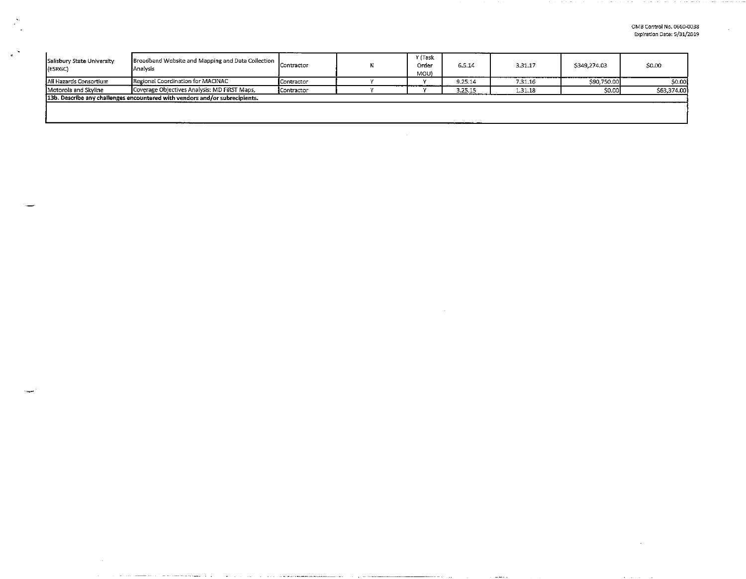| | | | | | | | | |
|---|---|---|---|---|---|---|---|---|
| Salisbury State University (ESRGC) | Broadband Website and Mapping and Data Collection Analysis | Contractor | N | Y (Task Order MOU) | 6.5.14 | 3.31.17 | $349,274.03 | $0.00 |
| All Hazards Consortium | Regional Coordination for MACINAC | Contractor | Y | Y | 9.25.14 | 7.31.16 | $90,750.00 | $0.00 |
| Motorola and Skyline | Coverage Objectives Analysis: MD FiRST Maps, | Contractor | Y | Y | 3.25.15 | 1.31.18 | $0.00 | $63,374.00 |

**13b. Describe any challenges encountered with vendors and/or subrecipients.**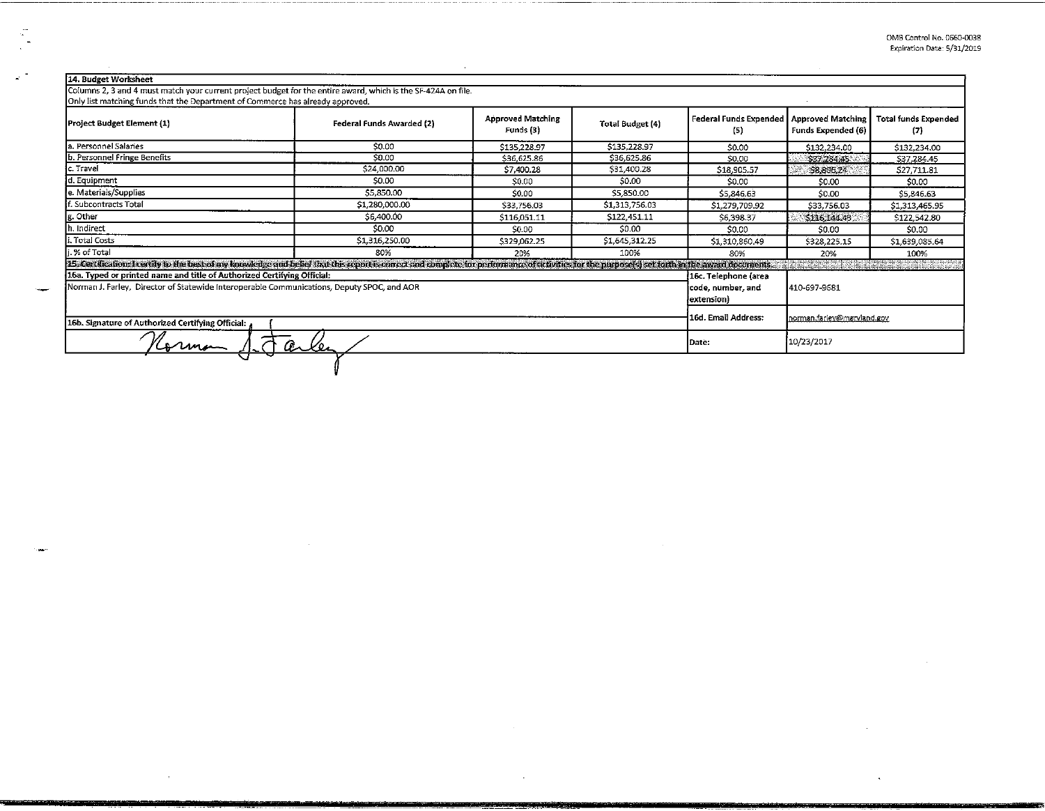OMB Control No. 0660-0038
Expiration Date: 5/31/2019

**14. Budget Worksheet**

Columns 2, 3 and 4 must match your current project budget for the entire award, which is the SF-424A on file.
Only list matching funds that the Department of Commerce has already approved.

| Project Budget Element (1) | Federal Funds Awarded (2) | Approved Matching Funds (3) | Total Budget (4) | Federal Funds Expended (5) | Approved Matching Funds Expended (6) | Total funds Expended (7) |
|---|---|---|---|---|---|---|
| a. Personnel Salaries | $0.00 | $135,228.97 | $135,228.97 | $0.00 | $132,234.00 | $132,234.00 |
| b. Personnel Fringe Benefits | $0.00 | $36,625.86 | $36,625.86 | $0.00 | $37,284.45 | $37,284.45 |
| c. Travel | $24,000.00 | $7,400.28 | $31,400.28 | $18,905.57 | $8,806.24 | $27,711.81 |
| d. Equipment | $0.00 | $0.00 | $0.00 | $0.00 | $0.00 | $0.00 |
| e. Materials/Supplies | $5,850.00 | $0.00 | $5,850.00 | $5,846.63 | $0.00 | $5,846.63 |
| f. Subcontracts Total | $1,280,000.00 | $33,756.03 | $1,313,756.03 | $1,279,709.92 | $33,756.03 | $1,313,465.95 |
| g. Other | $6,400.00 | $116,051.11 | $122,451.11 | $6,398.37 | $116,144.43 | $122,542.80 |
| h. Indirect | $0.00 | $0.00 | $0.00 | $0.00 | $0.00 | $0.00 |
| i. Total Costs | $1,316,250.00 | $329,062.25 | $1,645,312.25 | $1,310,860.49 | $328,225.15 | $1,639,085.64 |
| j. % of Total | 80% | 20% | 100% | 80% | 20% | 100% |

**15. Certification:** I certify to the best of my knowledge and belief that this report is correct and complete for performance of activities for the purpose(s) set forth in the award documents.

| | | |
|---|---|---|
| **16a. Typed or printed name and title of Authorized Certifying Official:** Norman J. Farley, Director of Statewide Interoperable Communications, Deputy SPOC, and AOR | 16c. Telephone (area code, number, and extension) | 410-697-9681 |
| | 16d. Email Address: | norman.farley@maryland.gov |
| **16b. Signature of Authorized Certifying Official:** Norman J. Farley | Date: | 10/23/2017 |